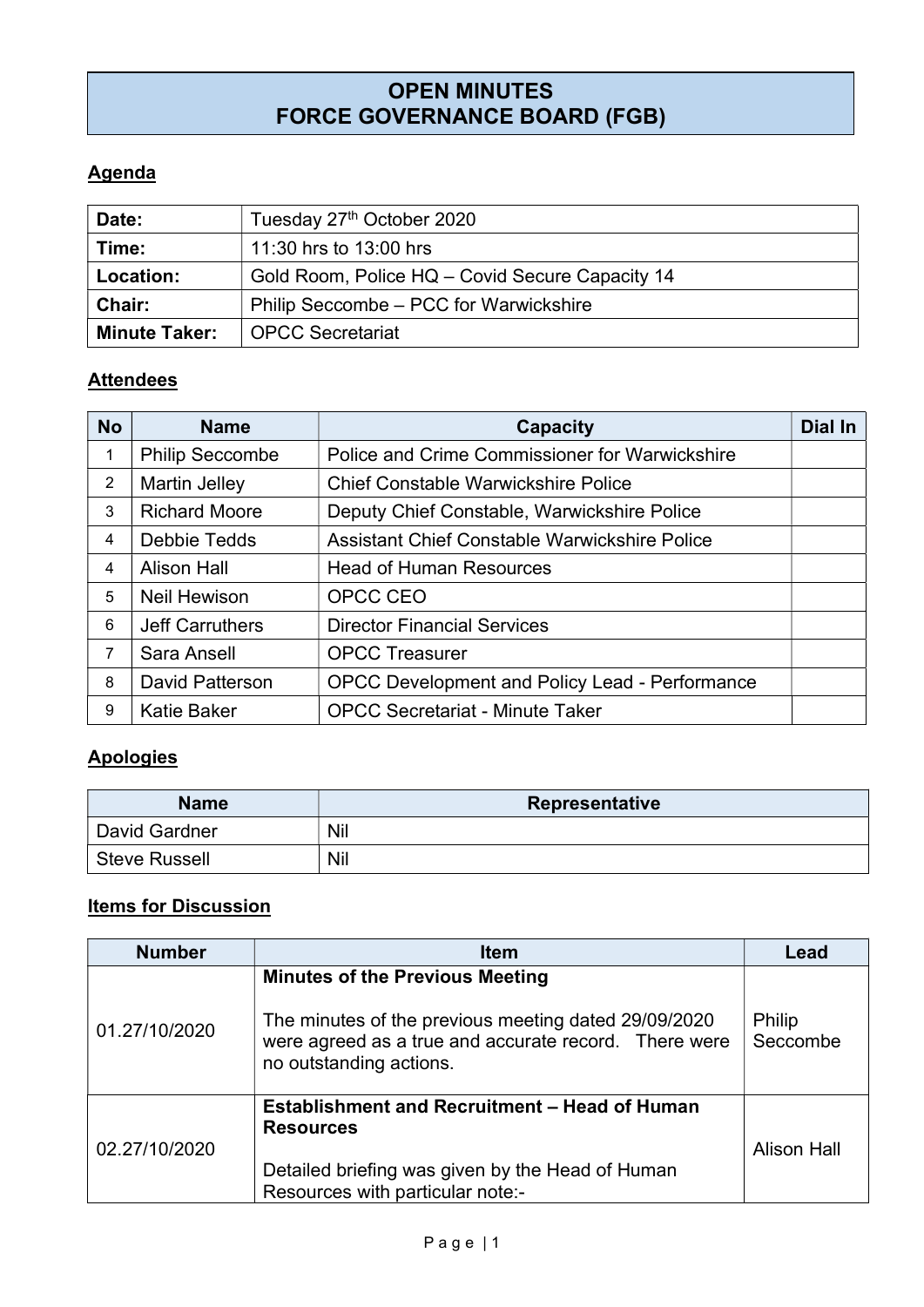# OPEN MINUTES
# FORCE GOVERNANCE BOARD (FGB)

## Agenda

| Date: | Tuesday 27th October 2020 |
|---|---|
| Time: | 11:30 hrs to 13:00 hrs |
| Location: | Gold Room, Police HQ – Covid Secure Capacity 14 |
| Chair: | Philip Seccombe – PCC for Warwickshire |
| Minute Taker: | OPCC Secretariat |

## Attendees

| No | Name | Capacity | Dial In |
|---|---|---|---|
| 1 | Philip Seccombe | Police and Crime Commissioner for Warwickshire | |
| 2 | Martin Jelley | Chief Constable Warwickshire Police | |
| 3 | Richard Moore | Deputy Chief Constable, Warwickshire Police | |
| 4 | Debbie Tedds | Assistant Chief Constable Warwickshire Police | |
| 4 | Alison Hall | Head of Human Resources | |
| 5 | Neil Hewison | OPCC CEO | |
| 6 | Jeff Carruthers | Director Financial Services | |
| 7 | Sara Ansell | OPCC Treasurer | |
| 8 | David Patterson | OPCC Development and Policy Lead - Performance | |
| 9 | Katie Baker | OPCC Secretariat - Minute Taker | |

## Apologies

| Name | Representative |
|---|---|
| David Gardner | Nil |
| Steve Russell | Nil |

## Items for Discussion

| Number | Item | Lead |
|---|---|---|
| 01.27/10/2020 | **Minutes of the Previous Meeting**<br><br>The minutes of the previous meeting dated 29/09/2020 were agreed as a true and accurate record. There were no outstanding actions. | Philip Seccombe |
| 02.27/10/2020 | **Establishment and Recruitment – Head of Human Resources**<br><br>Detailed briefing was given by the Head of Human Resources with particular note:- | Alison Hall |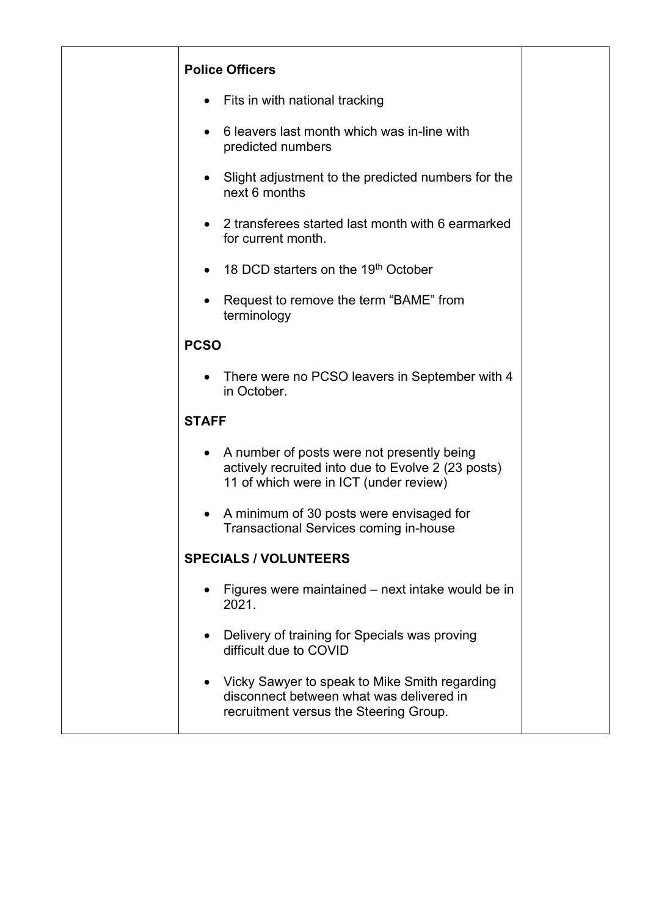**Police Officers**

- Fits in with national tracking
- 6 leavers last month which was in-line with predicted numbers
- Slight adjustment to the predicted numbers for the next 6 months
- 2 transferees started last month with 6 earmarked for current month.
- 18 DCD starters on the 19th October
- Request to remove the term "BAME" from terminology

**PCSO**

- There were no PCSO leavers in September with 4 in October.

**STAFF**

- A number of posts were not presently being actively recruited into due to Evolve 2 (23 posts) 11 of which were in ICT (under review)
- A minimum of 30 posts were envisaged for Transactional Services coming in-house

**SPECIALS / VOLUNTEERS**

- Figures were maintained – next intake would be in 2021.
- Delivery of training for Specials was proving difficult due to COVID
- Vicky Sawyer to speak to Mike Smith regarding disconnect between what was delivered in recruitment versus the Steering Group.